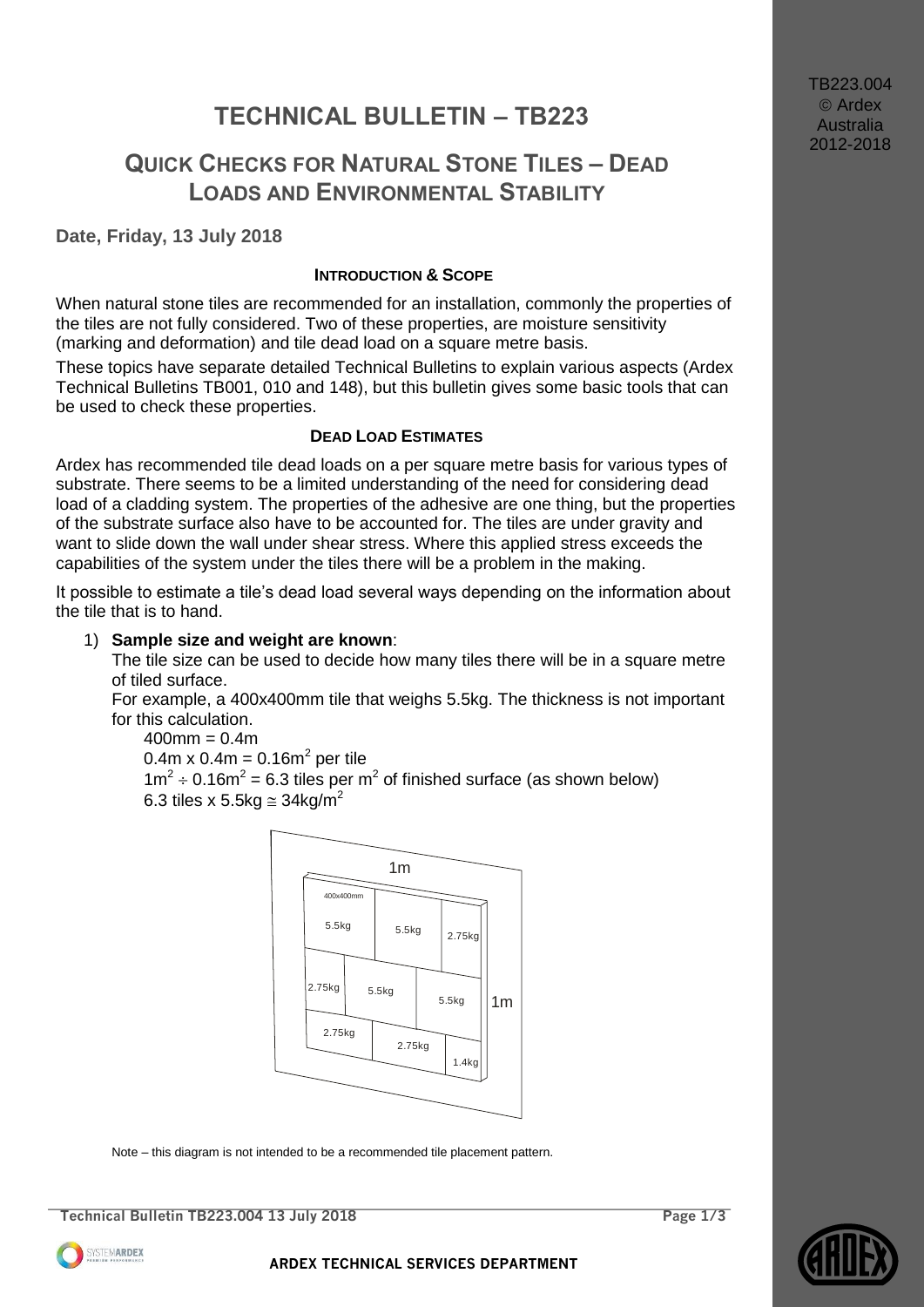# TECHNICAL BULLETIN – TB223

## QUICK CHECKS FOR NATURAL STONE TILES – DEAD LOADS AND ENVIRONMENTAL STABILITY

**Date, Friday, 13 July 2018**

### INTRODUCTION & SCOPE

When natural stone tiles are recommended for an installation, commonly the properties of the tiles are not fully considered. Two of these properties, are moisture sensitivity (marking and deformation) and tile dead load on a square metre basis.

These topics have separate detailed Technical Bulletins to explain various aspects (Ardex Technical Bulletins TB001, 010 and 148), but this bulletin gives some basic tools that can be used to check these properties.

### DEAD LOAD ESTIMATES

Ardex has recommended tile dead loads on a per square metre basis for various types of substrate. There seems to be a limited understanding of the need for considering dead load of a cladding system. The properties of the adhesive are one thing, but the properties of the substrate surface also have to be accounted for. The tiles are under gravity and want to slide down the wall under shear stress. Where this applied stress exceeds the capabilities of the system under the tiles there will be a problem in the making.

It possible to estimate a tile's dead load several ways depending on the information about the tile that is to hand.

1) **Sample size and weight are known**:
   The tile size can be used to decide how many tiles there will be in a square metre of tiled surface.
   For example, a 400x400mm tile that weighs 5.5kg. The thickness is not important for this calculation.
   400mm = 0.4m
   0.4m x 0.4m = $0.16m^2$ per tile
   $1m^2 \div 0.16m^2 = 6.3$ tiles per $m^2$ of finished surface (as shown below)
   6.3 tiles x 5.5kg $\cong 34kg/m^2$

Note – this diagram is not intended to be a recommended tile placement pattern.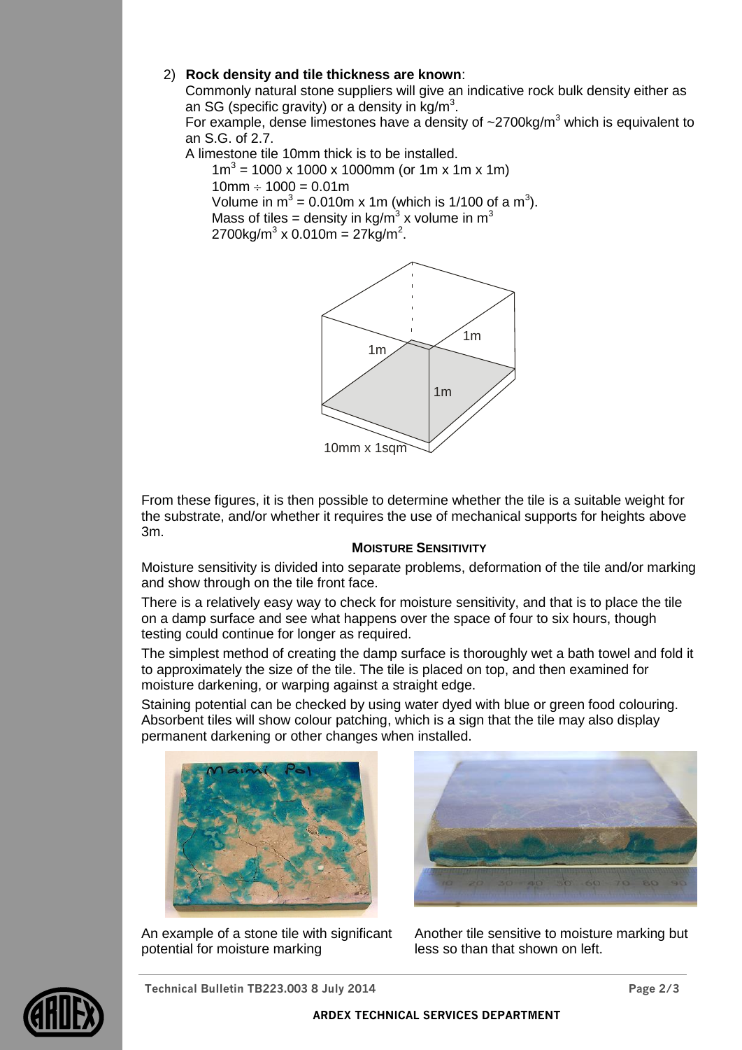2) **Rock density and tile thickness are known**:

Commonly natural stone suppliers will give an indicative rock bulk density either as an SG (specific gravity) or a density in $kg/m^3$.

For example, dense limestones have a density of ~2700$kg/m^3$ which is equivalent to an S.G. of 2.7.

A limestone tile 10mm thick is to be installed.

$1m^3 = 1000 \times 1000 \times 1000mm$ (or 1m x 1m x 1m)

$10mm \div 1000 = 0.01m$

Volume in $m^3 = 0.010m \times 1m$ (which is 1/100 of a $m^3$).

Mass of tiles = density in $kg/m^3$ x volume in $m^3$

$2700kg/m^3 \times 0.010m = 27kg/m^2$.

1m

1m

1m

10mm x 1sqm

From these figures, it is then possible to determine whether the tile is a suitable weight for the substrate, and/or whether it requires the use of mechanical supports for heights above 3m.

## MOISTURE SENSITIVITY

Moisture sensitivity is divided into separate problems, deformation of the tile and/or marking and show through on the tile front face.

There is a relatively easy way to check for moisture sensitivity, and that is to place the tile on a damp surface and see what happens over the space of four to six hours, though testing could continue for longer as required.

The simplest method of creating the damp surface is thoroughly wet a bath towel and fold it to approximately the size of the tile. The tile is placed on top, and then examined for moisture darkening, or warping against a straight edge.

Staining potential can be checked by using water dyed with blue or green food colouring. Absorbent tiles will show colour patching, which is a sign that the tile may also display permanent darkening or other changes when installed.

An example of a stone tile with significant potential for moisture marking

Another tile sensitive to moisture marking but less so than that shown on left.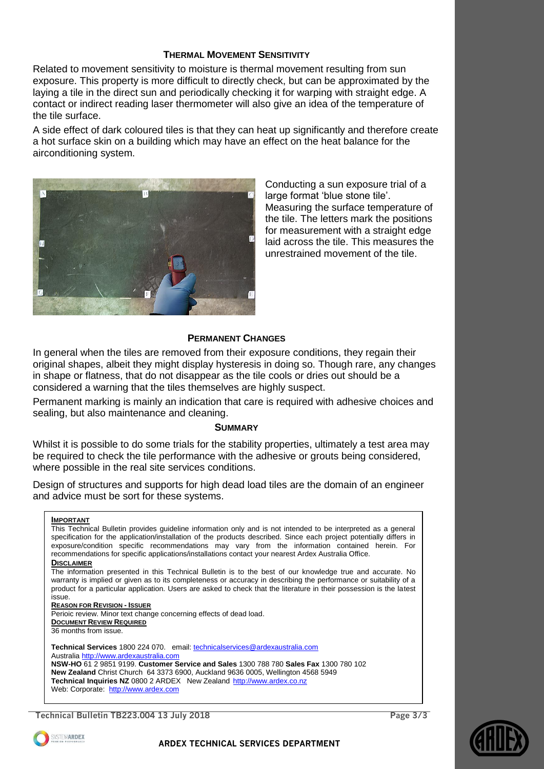### THERMAL MOVEMENT SENSITIVITY

Related to movement sensitivity to moisture is thermal movement resulting from sun exposure. This property is more difficult to directly check, but can be approximated by the laying a tile in the direct sun and periodically checking it for warping with straight edge. A contact or indirect reading laser thermometer will also give an idea of the temperature of the tile surface.

A side effect of dark coloured tiles is that they can heat up significantly and therefore create a hot surface skin on a building which may have an effect on the heat balance for the airconditioning system.

Conducting a sun exposure trial of a large format 'blue stone tile'. Measuring the surface temperature of the tile. The letters mark the positions for measurement with a straight edge laid across the tile. This measures the unrestrained movement of the tile.

### PERMANENT CHANGES

In general when the tiles are removed from their exposure conditions, they regain their original shapes, albeit they might display hysteresis in doing so. Though rare, any changes in shape or flatness, that do not disappear as the tile cools or dries out should be a considered a warning that the tiles themselves are highly suspect.

Permanent marking is mainly an indication that care is required with adhesive choices and sealing, but also maintenance and cleaning.

### SUMMARY

Whilst it is possible to do some trials for the stability properties, ultimately a test area may be required to check the tile performance with the adhesive or grouts being considered, where possible in the real site services conditions.

Design of structures and supports for high dead load tiles are the domain of an engineer and advice must be sort for these systems.

**IMPORTANT**

This Technical Bulletin provides guideline information only and is not intended to be interpreted as a general specification for the application/installation of the products described. Since each project potentially differs in exposure/condition specific recommendations may vary from the information contained herein. For recommendations for specific applications/installations contact your nearest Ardex Australia Office.

**DISCLAIMER**

The information presented in this Technical Bulletin is to the best of our knowledge true and accurate. No warranty is implied or given as to its completeness or accuracy in describing the performance or suitability of a product for a particular application. Users are asked to check that the literature in their possession is the latest issue.

**REASON FOR REVISION - ISSUER**

Perioic review. Minor text change concerning effects of dead load.

**DOCUMENT REVIEW REQUIRED**

36 months from issue.

**Technical Services** 1800 224 070. email: technicalservices@ardexaustralia.com
Australia http://www.ardexaustralia.com
**NSW-HO** 61 2 9851 9199. **Customer Service and Sales** 1300 788 780 **Sales Fax** 1300 780 102
**New Zealand** Christ Church 64 3373 6900, Auckland 9636 0005, Wellington 4568 5949
**Technical Inquiries NZ** 0800 2 ARDEX New Zealand http://www.ardex.co.nz
Web: Corporate: http://www.ardex.com

**Technical Bulletin TB223.004 13 July 2018**

ARDEX TECHNICAL SERVICES DEPARTMENT